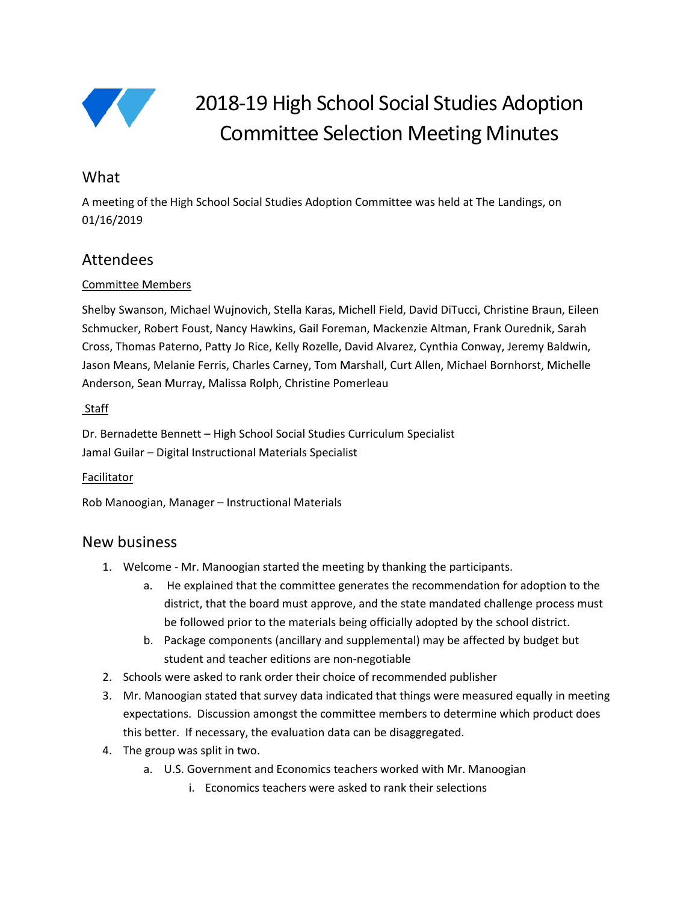# 2018-19 High School Social Studies Adoption Committee Selection Meeting Minutes

## What

A meeting of the High School Social Studies Adoption Committee was held at The Landings, on 01/16/2019

## Attendees

Committee Members

Shelby Swanson, Michael Wujnovich, Stella Karas, Michell Field, David DiTucci, Christine Braun, Eileen Schmucker, Robert Foust, Nancy Hawkins, Gail Foreman, Mackenzie Altman, Frank Ourednik, Sarah Cross, Thomas Paterno, Patty Jo Rice, Kelly Rozelle, David Alvarez, Cynthia Conway, Jeremy Baldwin, Jason Means, Melanie Ferris, Charles Carney, Tom Marshall, Curt Allen, Michael Bornhorst, Michelle Anderson, Sean Murray, Malissa Rolph, Christine Pomerleau

Staff

Dr. Bernadette Bennett – High School Social Studies Curriculum Specialist
Jamal Guilar – Digital Instructional Materials Specialist

Facilitator

Rob Manoogian, Manager – Instructional Materials

## New business

1. Welcome - Mr. Manoogian started the meeting by thanking the participants.
    a. He explained that the committee generates the recommendation for adoption to the district, that the board must approve, and the state mandated challenge process must be followed prior to the materials being officially adopted by the school district.
    b. Package components (ancillary and supplemental) may be affected by budget but student and teacher editions are non-negotiable
2. Schools were asked to rank order their choice of recommended publisher
3. Mr. Manoogian stated that survey data indicated that things were measured equally in meeting expectations. Discussion amongst the committee members to determine which product does this better. If necessary, the evaluation data can be disaggregated.
4. The group was split in two.
    a. U.S. Government and Economics teachers worked with Mr. Manoogian
        i. Economics teachers were asked to rank their selections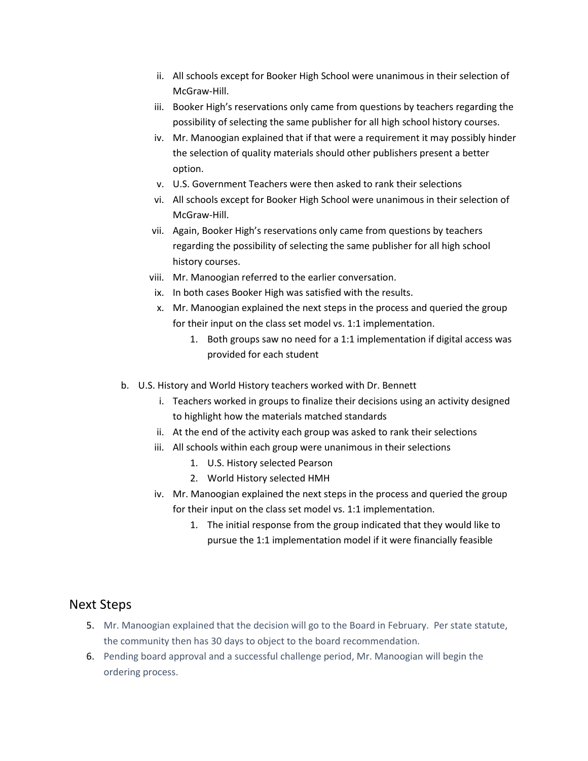ii. All schools except for Booker High School were unanimous in their selection of McGraw-Hill.
   iii. Booker High's reservations only came from questions by teachers regarding the possibility of selecting the same publisher for all high school history courses.
   iv. Mr. Manoogian explained that if that were a requirement it may possibly hinder the selection of quality materials should other publishers present a better option.
   v. U.S. Government Teachers were then asked to rank their selections
   vi. All schools except for Booker High School were unanimous in their selection of McGraw-Hill.
   vii. Again, Booker High's reservations only came from questions by teachers regarding the possibility of selecting the same publisher for all high school history courses.
   viii. Mr. Manoogian referred to the earlier conversation.
   ix. In both cases Booker High was satisfied with the results.
   x. Mr. Manoogian explained the next steps in the process and queried the group for their input on the class set model vs. 1:1 implementation.
      1. Both groups saw no need for a 1:1 implementation if digital access was provided for each student

b. U.S. History and World History teachers worked with Dr. Bennett
   i. Teachers worked in groups to finalize their decisions using an activity designed to highlight how the materials matched standards
   ii. At the end of the activity each group was asked to rank their selections
   iii. All schools within each group were unanimous in their selections
      1. U.S. History selected Pearson
      2. World History selected HMH
   iv. Mr. Manoogian explained the next steps in the process and queried the group for their input on the class set model vs. 1:1 implementation.
      1. The initial response from the group indicated that they would like to pursue the 1:1 implementation model if it were financially feasible

## Next Steps

5. Mr. Manoogian explained that the decision will go to the Board in February. Per state statute, the community then has 30 days to object to the board recommendation.
6. Pending board approval and a successful challenge period, Mr. Manoogian will begin the ordering process.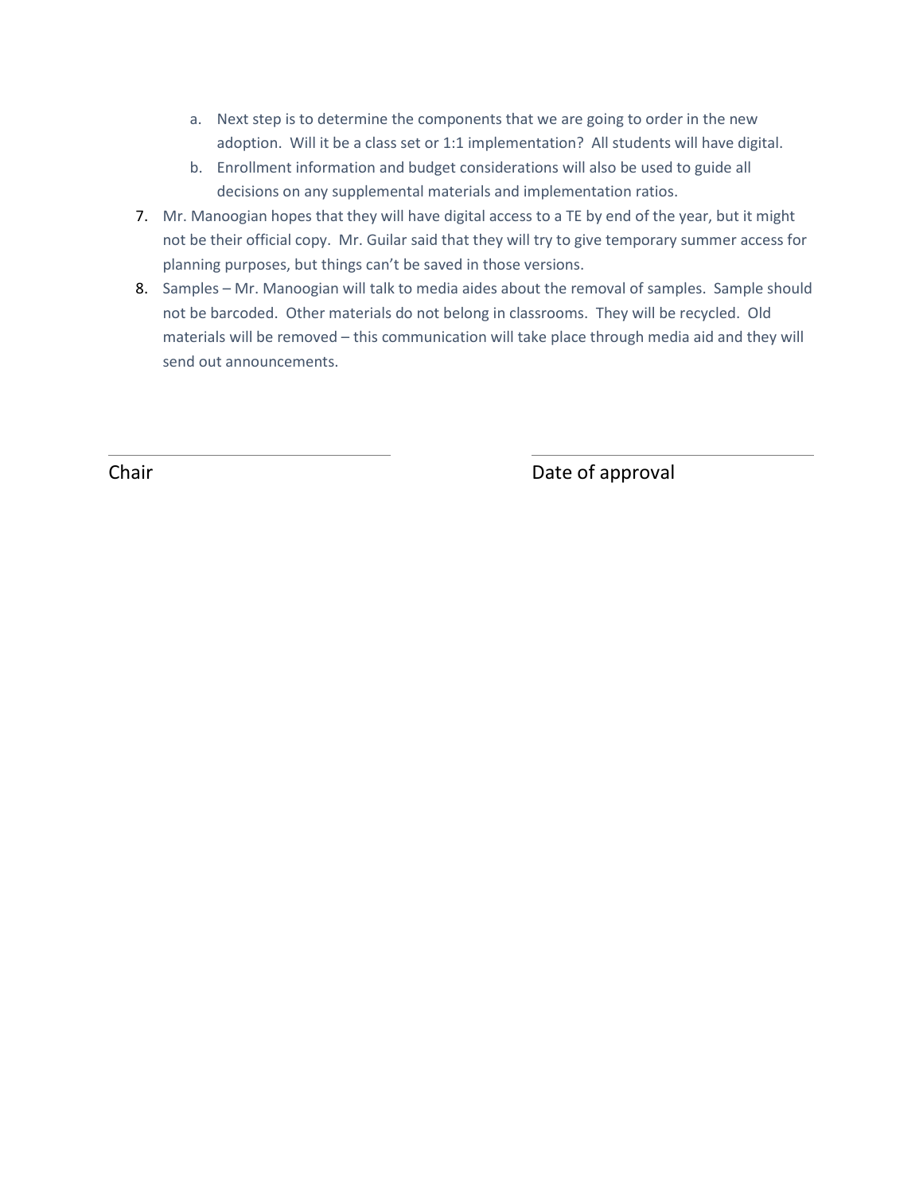a. Next step is to determine the components that we are going to order in the new adoption. Will it be a class set or 1:1 implementation? All students will have digital.
   b. Enrollment information and budget considerations will also be used to guide all decisions on any supplemental materials and implementation ratios.

7. Mr. Manoogian hopes that they will have digital access to a TE by end of the year, but it might not be their official copy. Mr. Guilar said that they will try to give temporary summer access for planning purposes, but things can't be saved in those versions.
8. Samples – Mr. Manoogian will talk to media aides about the removal of samples. Sample should not be barcoded. Other materials do not belong in classrooms. They will be recycled. Old materials will be removed – this communication will take place through media aid and they will send out announcements.

______________________________ ______________________________

Chair Date of approval